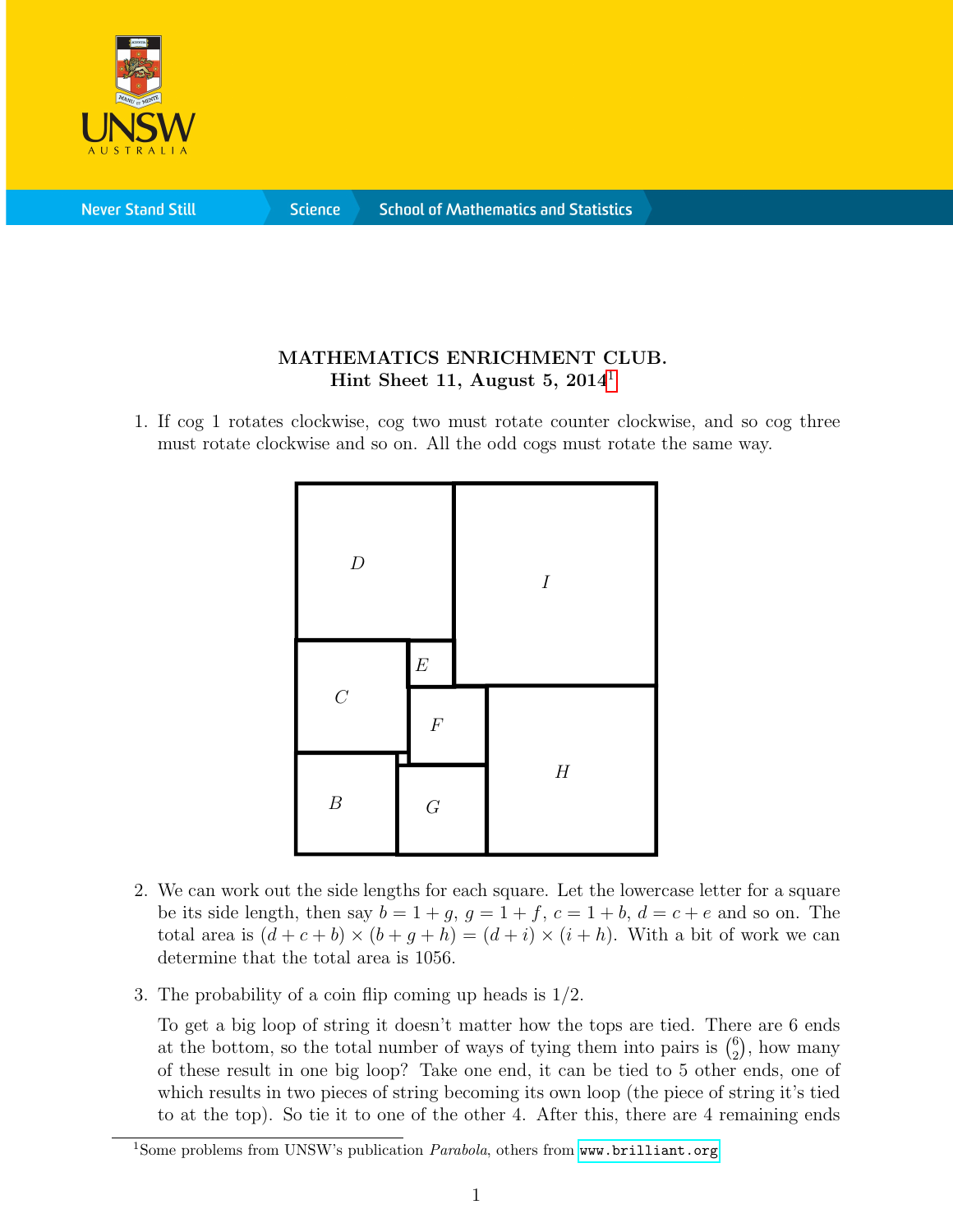**MATHEMATICS ENRICHMENT CLUB.**
**Hint Sheet 11, August 5, 2014**[1]

1. If cog 1 rotates clockwise, cog two must rotate counter clockwise, and so cog three must rotate clockwise and so on. All the odd cogs must rotate the same way.

2. We can work out the side lengths for each square. Let the lowercase letter for a square be its side length, then say $b = 1 + g$, $g = 1 + f$, $c = 1 + b$, $d = c + e$ and so on. The total area is $(d + c + b) \times (b + g + h) = (d + i) \times (i + h)$. With a bit of work we can determine that the total area is 1056.

3. The probability of a coin flip coming up heads is 1/2.

   To get a big loop of string it doesn't matter how the tops are tied. There are 6 ends at the bottom, so the total number of ways of tying them into pairs is $\binom{6}{2}$, how many of these result in one big loop? Take one end, it can be tied to 5 other ends, one of which results in two pieces of string becoming its own loop (the piece of string it's tied to at the top). So tie it to one of the other 4. After this, there are 4 remaining ends

[1] Some problems from UNSW's publication *Parabola*, others from www.brilliant.org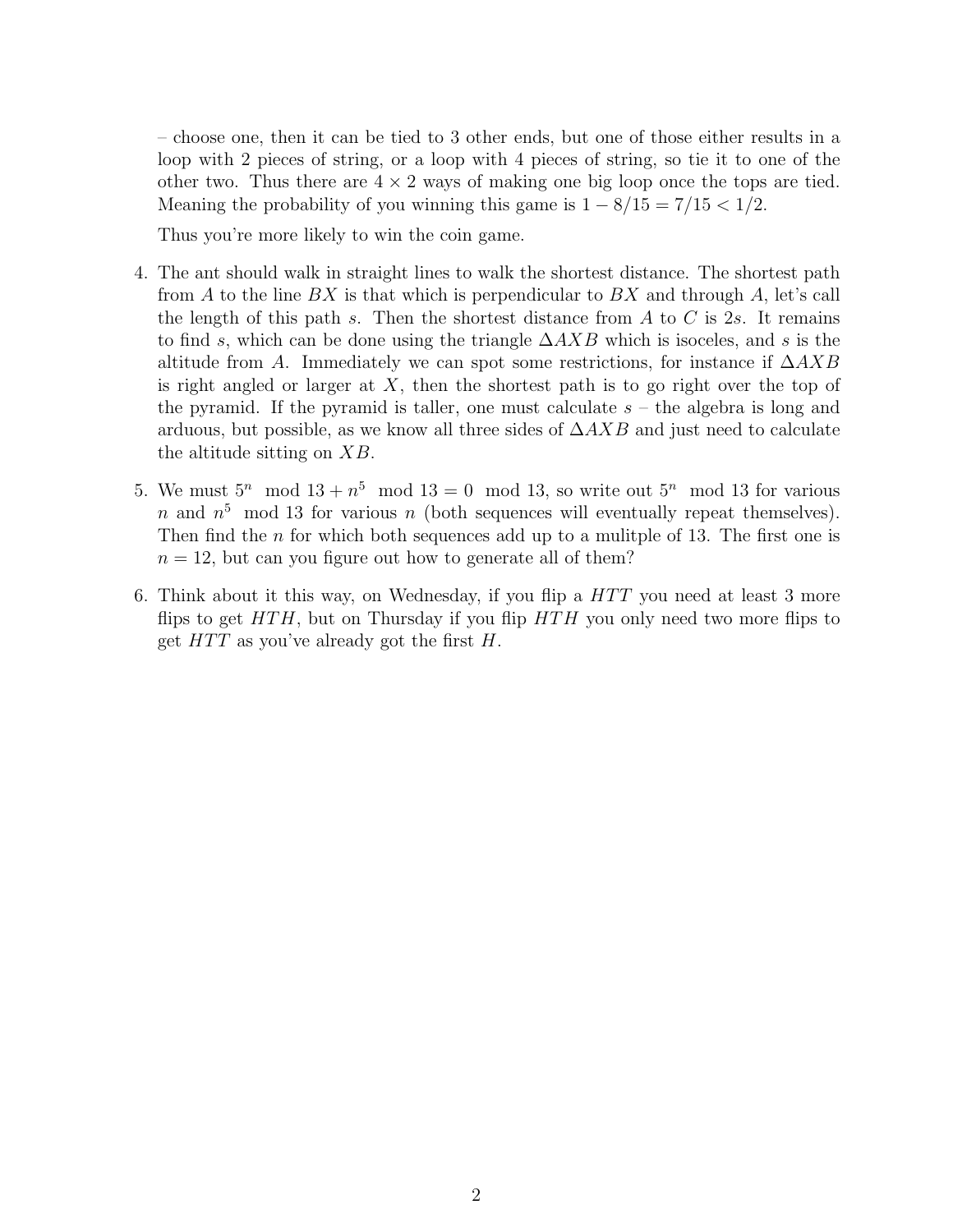– choose one, then it can be tied to 3 other ends, but one of those either results in a loop with 2 pieces of string, or a loop with 4 pieces of string, so tie it to one of the other two. Thus there are $4 \times 2$ ways of making one big loop once the tops are tied. Meaning the probability of you winning this game is $1 - 8/15 = 7/15 < 1/2$.

Thus you're more likely to win the coin game.

4. The ant should walk in straight lines to walk the shortest distance. The shortest path from $A$ to the line $BX$ is that which is perpendicular to $BX$ and through $A$, let's call the length of this path $s$. Then the shortest distance from $A$ to $C$ is $2s$. It remains to find $s$, which can be done using the triangle $\Delta AXB$ which is isoceles, and $s$ is the altitude from $A$. Immediately we can spot some restrictions, for instance if $\Delta AXB$ is right angled or larger at $X$, then the shortest path is to go right over the top of the pyramid. If the pyramid is taller, one must calculate $s$ – the algebra is long and arduous, but possible, as we know all three sides of $\Delta AXB$ and just need to calculate the altitude sitting on $XB$.

5. We must $5^n \mod 13 + n^5 \mod 13 = 0 \mod 13$, so write out $5^n \mod 13$ for various $n$ and $n^5 \mod 13$ for various $n$ (both sequences will eventually repeat themselves). Then find the $n$ for which both sequences add up to a mulitple of 13. The first one is $n = 12$, but can you figure out how to generate all of them?

6. Think about it this way, on Wednesday, if you flip a $HTT$ you need at least 3 more flips to get $HTH$, but on Thursday if you flip $HTH$ you only need two more flips to get $HTT$ as you've already got the first $H$.